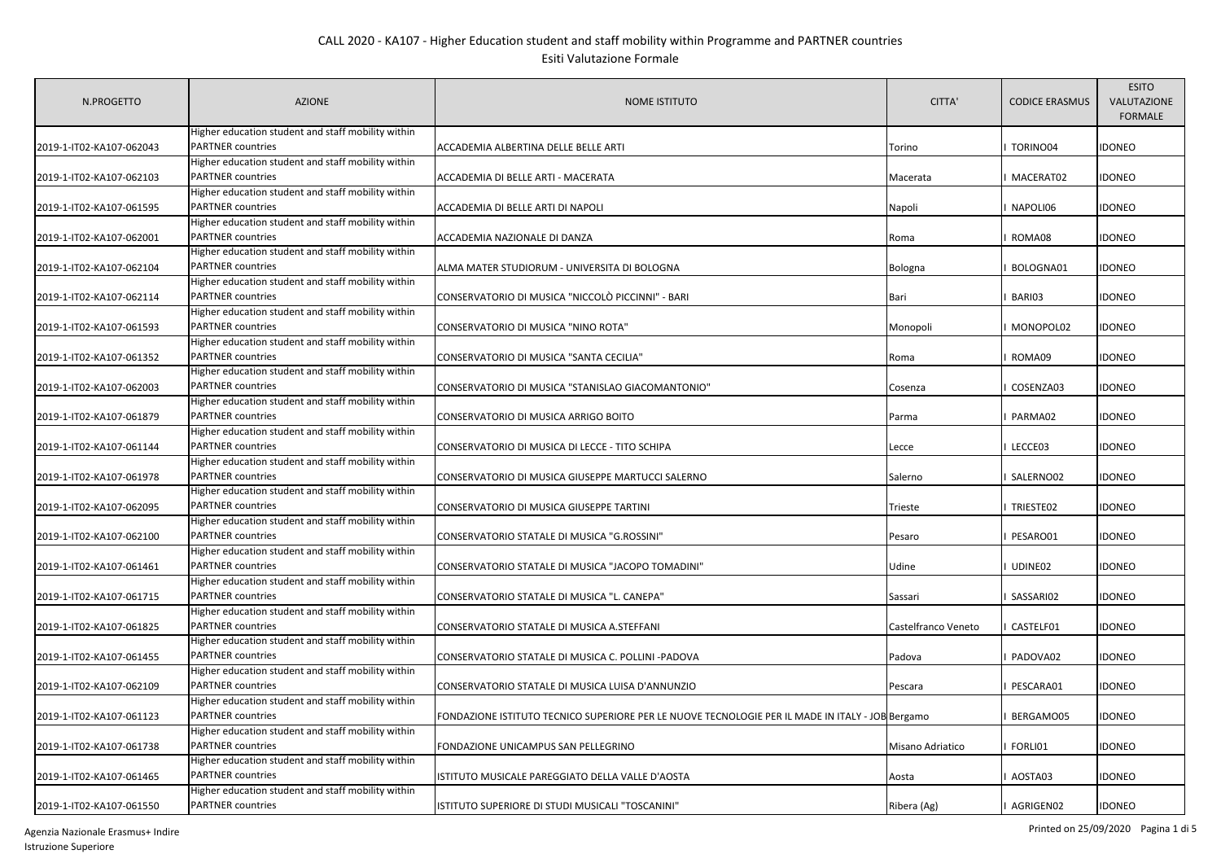# CALL 2020 - KA107 - Higher Education student and staff mobility within Programme and PARTNER countries

## Esiti Valutazione Formale

| N.PROGETTO | AZIONE | NOME ISTITUTO | CITTA' | CODICE ERASMUS | ESITO VALUTAZIONE FORMALE |
|---|---|---|---|---|---|
| 2019-1-IT02-KA107-062043 | Higher education student and staff mobility within PARTNER countries | ACCADEMIA ALBERTINA DELLE BELLE ARTI | Torino | I TORINO04 | IDONEO |
| 2019-1-IT02-KA107-062103 | Higher education student and staff mobility within PARTNER countries | ACCADEMIA DI BELLE ARTI - MACERATA | Macerata | I MACERAT02 | IDONEO |
| 2019-1-IT02-KA107-061595 | Higher education student and staff mobility within PARTNER countries | ACCADEMIA DI BELLE ARTI DI NAPOLI | Napoli | I NAPOLI06 | IDONEO |
| 2019-1-IT02-KA107-062001 | Higher education student and staff mobility within PARTNER countries | ACCADEMIA NAZIONALE DI DANZA | Roma | I ROMA08 | IDONEO |
| 2019-1-IT02-KA107-062104 | Higher education student and staff mobility within PARTNER countries | ALMA MATER STUDIORUM - UNIVERSITA DI BOLOGNA | Bologna | I BOLOGNA01 | IDONEO |
| 2019-1-IT02-KA107-062114 | Higher education student and staff mobility within PARTNER countries | CONSERVATORIO DI MUSICA "NICCOLÒ PICCINNI" - BARI | Bari | I BARI03 | IDONEO |
| 2019-1-IT02-KA107-061593 | Higher education student and staff mobility within PARTNER countries | CONSERVATORIO DI MUSICA "NINO ROTA" | Monopoli | I MONOPOL02 | IDONEO |
| 2019-1-IT02-KA107-061352 | Higher education student and staff mobility within PARTNER countries | CONSERVATORIO DI MUSICA "SANTA CECILIA" | Roma | I ROMA09 | IDONEO |
| 2019-1-IT02-KA107-062003 | Higher education student and staff mobility within PARTNER countries | CONSERVATORIO DI MUSICA "STANISLAO GIACOMANTONIO" | Cosenza | I COSENZA03 | IDONEO |
| 2019-1-IT02-KA107-061879 | Higher education student and staff mobility within PARTNER countries | CONSERVATORIO DI MUSICA ARRIGO BOITO | Parma | I PARMA02 | IDONEO |
| 2019-1-IT02-KA107-061144 | Higher education student and staff mobility within PARTNER countries | CONSERVATORIO DI MUSICA DI LECCE - TITO SCHIPA | Lecce | I LECCE03 | IDONEO |
| 2019-1-IT02-KA107-061978 | Higher education student and staff mobility within PARTNER countries | CONSERVATORIO DI MUSICA GIUSEPPE MARTUCCI SALERNO | Salerno | I SALERNO02 | IDONEO |
| 2019-1-IT02-KA107-062095 | Higher education student and staff mobility within PARTNER countries | CONSERVATORIO DI MUSICA GIUSEPPE TARTINI | Trieste | I TRIESTE02 | IDONEO |
| 2019-1-IT02-KA107-062100 | Higher education student and staff mobility within PARTNER countries | CONSERVATORIO STATALE DI MUSICA "G.ROSSINI" | Pesaro | I PESARO01 | IDONEO |
| 2019-1-IT02-KA107-061461 | Higher education student and staff mobility within PARTNER countries | CONSERVATORIO STATALE DI MUSICA "JACOPO TOMADINI" | Udine | I UDINE02 | IDONEO |
| 2019-1-IT02-KA107-061715 | Higher education student and staff mobility within PARTNER countries | CONSERVATORIO STATALE DI MUSICA "L. CANEPA" | Sassari | I SASSARI02 | IDONEO |
| 2019-1-IT02-KA107-061825 | Higher education student and staff mobility within PARTNER countries | CONSERVATORIO STATALE DI MUSICA A.STEFFANI | Castelfranco Veneto | I CASTELF01 | IDONEO |
| 2019-1-IT02-KA107-061455 | Higher education student and staff mobility within PARTNER countries | CONSERVATORIO STATALE DI MUSICA C. POLLINI -PADOVA | Padova | I PADOVA02 | IDONEO |
| 2019-1-IT02-KA107-062109 | Higher education student and staff mobility within PARTNER countries | CONSERVATORIO STATALE DI MUSICA LUISA D'ANNUNZIO | Pescara | I PESCARA01 | IDONEO |
| 2019-1-IT02-KA107-061123 | Higher education student and staff mobility within PARTNER countries | FONDAZIONE ISTITUTO TECNICO SUPERIORE PER LE NUOVE TECNOLOGIE PER IL MADE IN ITALY - JOB | Bergamo | I BERGAMO05 | IDONEO |
| 2019-1-IT02-KA107-061738 | Higher education student and staff mobility within PARTNER countries | FONDAZIONE UNICAMPUS SAN PELLEGRINO | Misano Adriatico | I FORLI01 | IDONEO |
| 2019-1-IT02-KA107-061465 | Higher education student and staff mobility within PARTNER countries | ISTITUTO MUSICALE PAREGGIATO DELLA VALLE D'AOSTA | Aosta | I AOSTA03 | IDONEO |
| 2019-1-IT02-KA107-061550 | Higher education student and staff mobility within PARTNER countries | ISTITUTO SUPERIORE DI STUDI MUSICALI "TOSCANINI" | Ribera (Ag) | I AGRIGEN02 | IDONEO |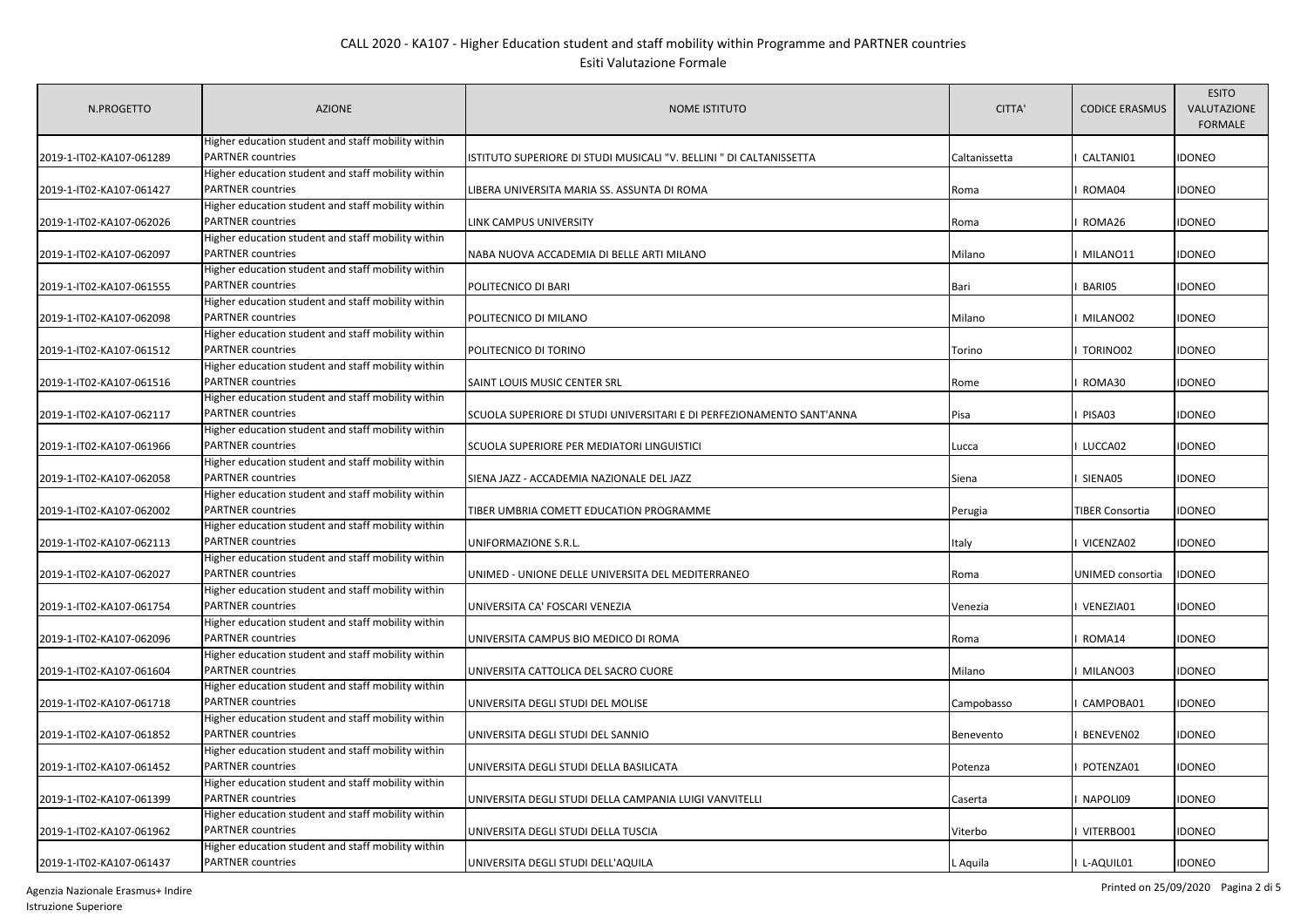CALL 2020 - KA107 - Higher Education student and staff mobility within Programme and PARTNER countries

Esiti Valutazione Formale

| N.PROGETTO | AZIONE | NOME ISTITUTO | CITTA' | CODICE ERASMUS | ESITO VALUTAZIONE FORMALE |
|---|---|---|---|---|---|
| 2019-1-IT02-KA107-061289 | Higher education student and staff mobility within PARTNER countries | ISTITUTO SUPERIORE DI STUDI MUSICALI "V. BELLINI " DI CALTANISSETTA | Caltanissetta | I CALTANI01 | IDONEO |
| 2019-1-IT02-KA107-061427 | Higher education student and staff mobility within PARTNER countries | LIBERA UNIVERSITA MARIA SS. ASSUNTA DI ROMA | Roma | I ROMA04 | IDONEO |
| 2019-1-IT02-KA107-062026 | Higher education student and staff mobility within PARTNER countries | LINK CAMPUS UNIVERSITY | Roma | I ROMA26 | IDONEO |
| 2019-1-IT02-KA107-062097 | Higher education student and staff mobility within PARTNER countries | NABA NUOVA ACCADEMIA DI BELLE ARTI MILANO | Milano | I MILANO11 | IDONEO |
| 2019-1-IT02-KA107-061555 | Higher education student and staff mobility within PARTNER countries | POLITECNICO DI BARI | Bari | I BARI05 | IDONEO |
| 2019-1-IT02-KA107-062098 | Higher education student and staff mobility within PARTNER countries | POLITECNICO DI MILANO | Milano | I MILANO02 | IDONEO |
| 2019-1-IT02-KA107-061512 | Higher education student and staff mobility within PARTNER countries | POLITECNICO DI TORINO | Torino | I TORINO02 | IDONEO |
| 2019-1-IT02-KA107-061516 | Higher education student and staff mobility within PARTNER countries | SAINT LOUIS MUSIC CENTER SRL | Rome | I ROMA30 | IDONEO |
| 2019-1-IT02-KA107-062117 | Higher education student and staff mobility within PARTNER countries | SCUOLA SUPERIORE DI STUDI UNIVERSITARI E DI PERFEZIONAMENTO SANT'ANNA | Pisa | I PISA03 | IDONEO |
| 2019-1-IT02-KA107-061966 | Higher education student and staff mobility within PARTNER countries | SCUOLA SUPERIORE PER MEDIATORI LINGUISTICI | Lucca | I LUCCA02 | IDONEO |
| 2019-1-IT02-KA107-062058 | Higher education student and staff mobility within PARTNER countries | SIENA JAZZ - ACCADEMIA NAZIONALE DEL JAZZ | Siena | I SIENA05 | IDONEO |
| 2019-1-IT02-KA107-062002 | Higher education student and staff mobility within PARTNER countries | TIBER UMBRIA COMETT EDUCATION PROGRAMME | Perugia | TIBER Consortia | IDONEO |
| 2019-1-IT02-KA107-062113 | Higher education student and staff mobility within PARTNER countries | UNIFORMAZIONE S.R.L. | Italy | I VICENZA02 | IDONEO |
| 2019-1-IT02-KA107-062027 | Higher education student and staff mobility within PARTNER countries | UNIMED - UNIONE DELLE UNIVERSITA DEL MEDITERRANEO | Roma | UNIMED consortia | IDONEO |
| 2019-1-IT02-KA107-061754 | Higher education student and staff mobility within PARTNER countries | UNIVERSITA CA' FOSCARI VENEZIA | Venezia | I VENEZIA01 | IDONEO |
| 2019-1-IT02-KA107-062096 | Higher education student and staff mobility within PARTNER countries | UNIVERSITA CAMPUS BIO MEDICO DI ROMA | Roma | I ROMA14 | IDONEO |
| 2019-1-IT02-KA107-061604 | Higher education student and staff mobility within PARTNER countries | UNIVERSITA CATTOLICA DEL SACRO CUORE | Milano | I MILANO03 | IDONEO |
| 2019-1-IT02-KA107-061718 | Higher education student and staff mobility within PARTNER countries | UNIVERSITA DEGLI STUDI DEL MOLISE | Campobasso | I CAMPOBA01 | IDONEO |
| 2019-1-IT02-KA107-061852 | Higher education student and staff mobility within PARTNER countries | UNIVERSITA DEGLI STUDI DEL SANNIO | Benevento | I BENEVEN02 | IDONEO |
| 2019-1-IT02-KA107-061452 | Higher education student and staff mobility within PARTNER countries | UNIVERSITA DEGLI STUDI DELLA BASILICATA | Potenza | I POTENZA01 | IDONEO |
| 2019-1-IT02-KA107-061399 | Higher education student and staff mobility within PARTNER countries | UNIVERSITA DEGLI STUDI DELLA CAMPANIA LUIGI VANVITELLI | Caserta | I NAPOLI09 | IDONEO |
| 2019-1-IT02-KA107-061962 | Higher education student and staff mobility within PARTNER countries | UNIVERSITA DEGLI STUDI DELLA TUSCIA | Viterbo | I VITERBO01 | IDONEO |
| 2019-1-IT02-KA107-061437 | Higher education student and staff mobility within PARTNER countries | UNIVERSITA DEGLI STUDI DELL'AQUILA | L Aquila | I L-AQUIL01 | IDONEO |

Agenzia Nazionale Erasmus+ Indire

Istruzione Superiore

Printed on 25/09/2020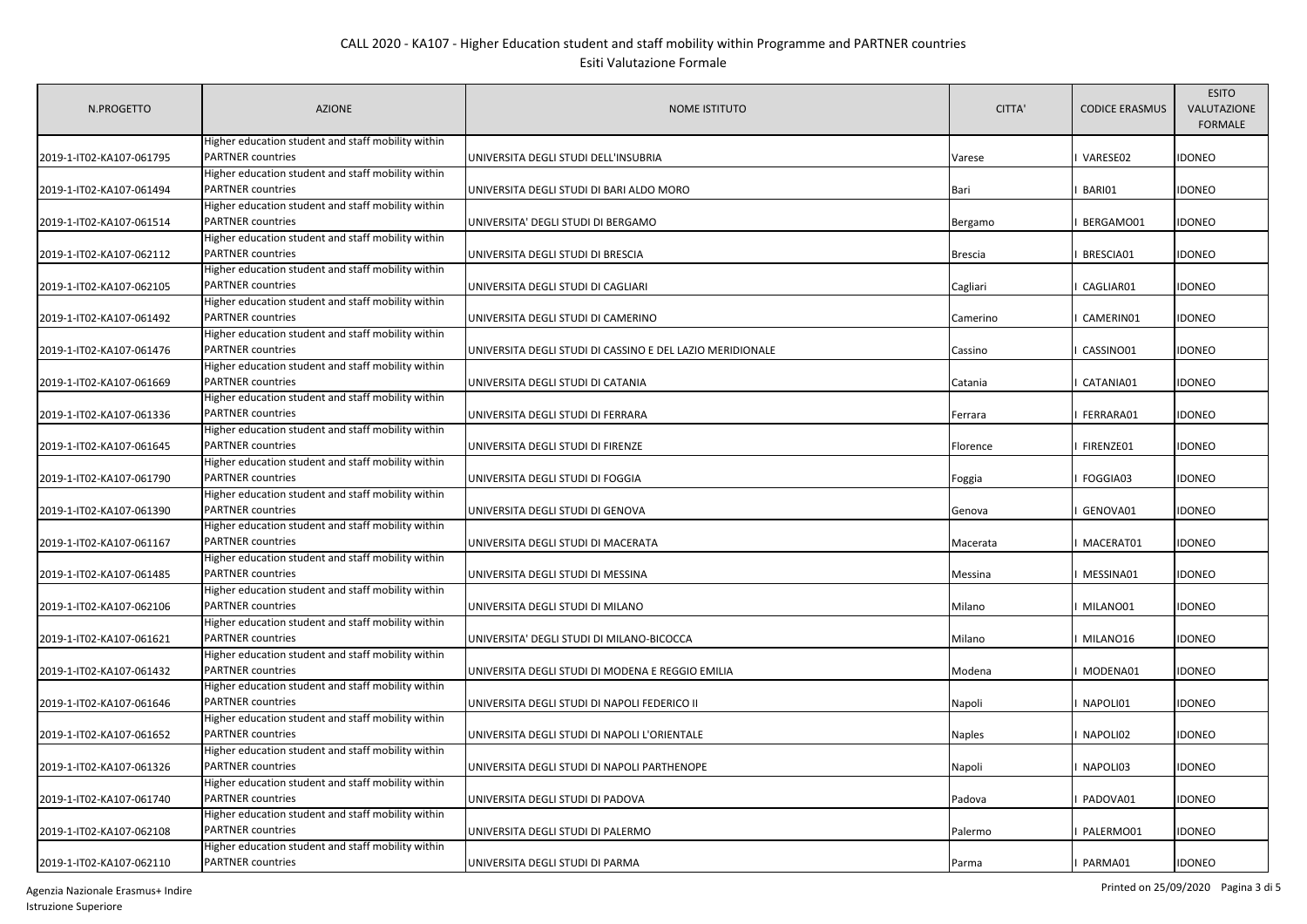# CALL 2020 - KA107 - Higher Education student and staff mobility within Programme and PARTNER countries

## Esiti Valutazione Formale

| N.PROGETTO | AZIONE | NOME ISTITUTO | CITTA' | CODICE ERASMUS | ESITO VALUTAZIONE FORMALE |
|---|---|---|---|---|---|
| 2019-1-IT02-KA107-061795 | Higher education student and staff mobility within PARTNER countries | UNIVERSITA DEGLI STUDI DELL'INSUBRIA | Varese | I VARESE02 | IDONEO |
| 2019-1-IT02-KA107-061494 | Higher education student and staff mobility within PARTNER countries | UNIVERSITA DEGLI STUDI DI BARI ALDO MORO | Bari | I BARI01 | IDONEO |
| 2019-1-IT02-KA107-061514 | Higher education student and staff mobility within PARTNER countries | UNIVERSITA' DEGLI STUDI DI BERGAMO | Bergamo | I BERGAMO01 | IDONEO |
| 2019-1-IT02-KA107-062112 | Higher education student and staff mobility within PARTNER countries | UNIVERSITA DEGLI STUDI DI BRESCIA | Brescia | I BRESCIA01 | IDONEO |
| 2019-1-IT02-KA107-062105 | Higher education student and staff mobility within PARTNER countries | UNIVERSITA DEGLI STUDI DI CAGLIARI | Cagliari | I CAGLIAR01 | IDONEO |
| 2019-1-IT02-KA107-061492 | Higher education student and staff mobility within PARTNER countries | UNIVERSITA DEGLI STUDI DI CAMERINO | Camerino | I CAMERIN01 | IDONEO |
| 2019-1-IT02-KA107-061476 | Higher education student and staff mobility within PARTNER countries | UNIVERSITA DEGLI STUDI DI CASSINO E DEL LAZIO MERIDIONALE | Cassino | I CASSINO01 | IDONEO |
| 2019-1-IT02-KA107-061669 | Higher education student and staff mobility within PARTNER countries | UNIVERSITA DEGLI STUDI DI CATANIA | Catania | I CATANIA01 | IDONEO |
| 2019-1-IT02-KA107-061336 | Higher education student and staff mobility within PARTNER countries | UNIVERSITA DEGLI STUDI DI FERRARA | Ferrara | I FERRARA01 | IDONEO |
| 2019-1-IT02-KA107-061645 | Higher education student and staff mobility within PARTNER countries | UNIVERSITA DEGLI STUDI DI FIRENZE | Florence | I FIRENZE01 | IDONEO |
| 2019-1-IT02-KA107-061790 | Higher education student and staff mobility within PARTNER countries | UNIVERSITA DEGLI STUDI DI FOGGIA | Foggia | I FOGGIA03 | IDONEO |
| 2019-1-IT02-KA107-061390 | Higher education student and staff mobility within PARTNER countries | UNIVERSITA DEGLI STUDI DI GENOVA | Genova | I GENOVA01 | IDONEO |
| 2019-1-IT02-KA107-061167 | Higher education student and staff mobility within PARTNER countries | UNIVERSITA DEGLI STUDI DI MACERATA | Macerata | I MACERAT01 | IDONEO |
| 2019-1-IT02-KA107-061485 | Higher education student and staff mobility within PARTNER countries | UNIVERSITA DEGLI STUDI DI MESSINA | Messina | I MESSINA01 | IDONEO |
| 2019-1-IT02-KA107-062106 | Higher education student and staff mobility within PARTNER countries | UNIVERSITA DEGLI STUDI DI MILANO | Milano | I MILANO01 | IDONEO |
| 2019-1-IT02-KA107-061621 | Higher education student and staff mobility within PARTNER countries | UNIVERSITA' DEGLI STUDI DI MILANO-BICOCCA | Milano | I MILANO16 | IDONEO |
| 2019-1-IT02-KA107-061432 | Higher education student and staff mobility within PARTNER countries | UNIVERSITA DEGLI STUDI DI MODENA E REGGIO EMILIA | Modena | I MODENA01 | IDONEO |
| 2019-1-IT02-KA107-061646 | Higher education student and staff mobility within PARTNER countries | UNIVERSITA DEGLI STUDI DI NAPOLI FEDERICO II | Napoli | I NAPOLI01 | IDONEO |
| 2019-1-IT02-KA107-061652 | Higher education student and staff mobility within PARTNER countries | UNIVERSITA DEGLI STUDI DI NAPOLI L'ORIENTALE | Naples | I NAPOLI02 | IDONEO |
| 2019-1-IT02-KA107-061326 | Higher education student and staff mobility within PARTNER countries | UNIVERSITA DEGLI STUDI DI NAPOLI PARTHENOPE | Napoli | I NAPOLI03 | IDONEO |
| 2019-1-IT02-KA107-061740 | Higher education student and staff mobility within PARTNER countries | UNIVERSITA DEGLI STUDI DI PADOVA | Padova | I PADOVA01 | IDONEO |
| 2019-1-IT02-KA107-062108 | Higher education student and staff mobility within PARTNER countries | UNIVERSITA DEGLI STUDI DI PALERMO | Palermo | I PALERMO01 | IDONEO |
| 2019-1-IT02-KA107-062110 | Higher education student and staff mobility within PARTNER countries | UNIVERSITA DEGLI STUDI DI PARMA | Parma | I PARMA01 | IDONEO |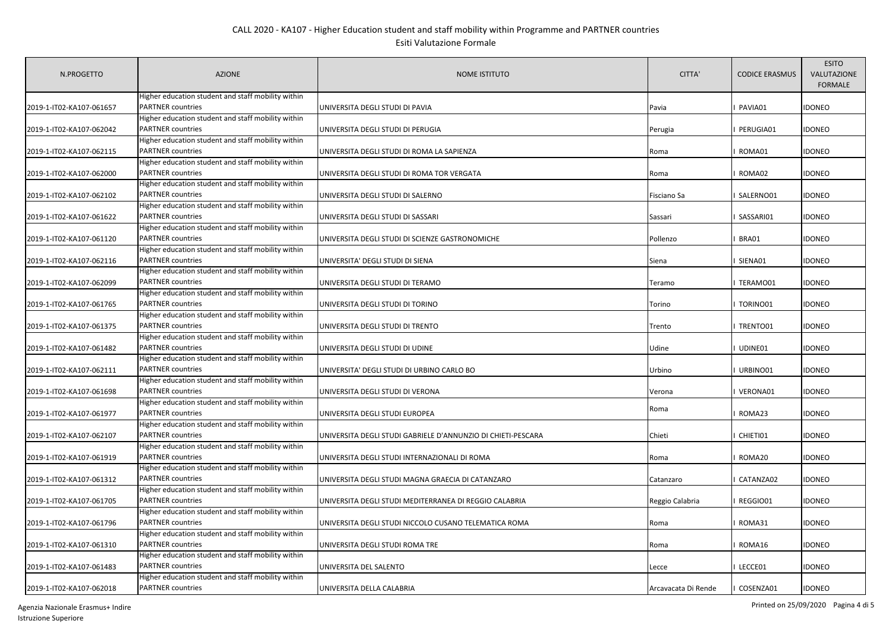CALL 2020 - KA107 - Higher Education student and staff mobility within Programme and PARTNER countries

Esiti Valutazione Formale

| N.PROGETTO | AZIONE | NOME ISTITUTO | CITTA' | CODICE ERASMUS | ESITO VALUTAZIONE FORMALE |
|---|---|---|---|---|---|
| 2019-1-IT02-KA107-061657 | Higher education student and staff mobility within PARTNER countries | UNIVERSITA DEGLI STUDI DI PAVIA | Pavia | I PAVIA01 | IDONEO |
| 2019-1-IT02-KA107-062042 | Higher education student and staff mobility within PARTNER countries | UNIVERSITA DEGLI STUDI DI PERUGIA | Perugia | I PERUGIA01 | IDONEO |
| 2019-1-IT02-KA107-062115 | Higher education student and staff mobility within PARTNER countries | UNIVERSITA DEGLI STUDI DI ROMA LA SAPIENZA | Roma | I ROMA01 | IDONEO |
| 2019-1-IT02-KA107-062000 | Higher education student and staff mobility within PARTNER countries | UNIVERSITA DEGLI STUDI DI ROMA TOR VERGATA | Roma | I ROMA02 | IDONEO |
| 2019-1-IT02-KA107-062102 | Higher education student and staff mobility within PARTNER countries | UNIVERSITA DEGLI STUDI DI SALERNO | Fisciano Sa | I SALERNO01 | IDONEO |
| 2019-1-IT02-KA107-061622 | Higher education student and staff mobility within PARTNER countries | UNIVERSITA DEGLI STUDI DI SASSARI | Sassari | I SASSARI01 | IDONEO |
| 2019-1-IT02-KA107-061120 | Higher education student and staff mobility within PARTNER countries | UNIVERSITA DEGLI STUDI DI SCIENZE GASTRONOMICHE | Pollenzo | I BRA01 | IDONEO |
| 2019-1-IT02-KA107-062116 | Higher education student and staff mobility within PARTNER countries | UNIVERSITA' DEGLI STUDI DI SIENA | Siena | I SIENA01 | IDONEO |
| 2019-1-IT02-KA107-062099 | Higher education student and staff mobility within PARTNER countries | UNIVERSITA DEGLI STUDI DI TERAMO | Teramo | I TERAMO01 | IDONEO |
| 2019-1-IT02-KA107-061765 | Higher education student and staff mobility within PARTNER countries | UNIVERSITA DEGLI STUDI DI TORINO | Torino | I TORINO01 | IDONEO |
| 2019-1-IT02-KA107-061375 | Higher education student and staff mobility within PARTNER countries | UNIVERSITA DEGLI STUDI DI TRENTO | Trento | I TRENTO01 | IDONEO |
| 2019-1-IT02-KA107-061482 | Higher education student and staff mobility within PARTNER countries | UNIVERSITA DEGLI STUDI DI UDINE | Udine | I UDINE01 | IDONEO |
| 2019-1-IT02-KA107-062111 | Higher education student and staff mobility within PARTNER countries | UNIVERSITA' DEGLI STUDI DI URBINO CARLO BO | Urbino | I URBINO01 | IDONEO |
| 2019-1-IT02-KA107-061698 | Higher education student and staff mobility within PARTNER countries | UNIVERSITA DEGLI STUDI DI VERONA | Verona | I VERONA01 | IDONEO |
| 2019-1-IT02-KA107-061977 | Higher education student and staff mobility within PARTNER countries | UNIVERSITA DEGLI STUDI EUROPEA | Roma | I ROMA23 | IDONEO |
| 2019-1-IT02-KA107-062107 | Higher education student and staff mobility within PARTNER countries | UNIVERSITA DEGLI STUDI GABRIELE D'ANNUNZIO DI CHIETI-PESCARA | Chieti | I CHIETI01 | IDONEO |
| 2019-1-IT02-KA107-061919 | Higher education student and staff mobility within PARTNER countries | UNIVERSITA DEGLI STUDI INTERNAZIONALI DI ROMA | Roma | I ROMA20 | IDONEO |
| 2019-1-IT02-KA107-061312 | Higher education student and staff mobility within PARTNER countries | UNIVERSITA DEGLI STUDI MAGNA GRAECIA DI CATANZARO | Catanzaro | I CATANZA02 | IDONEO |
| 2019-1-IT02-KA107-061705 | Higher education student and staff mobility within PARTNER countries | UNIVERSITA DEGLI STUDI MEDITERRANEA DI REGGIO CALABRIA | Reggio Calabria | I REGGIO01 | IDONEO |
| 2019-1-IT02-KA107-061796 | Higher education student and staff mobility within PARTNER countries | UNIVERSITA DEGLI STUDI NICCOLO CUSANO TELEMATICA ROMA | Roma | I ROMA31 | IDONEO |
| 2019-1-IT02-KA107-061310 | Higher education student and staff mobility within PARTNER countries | UNIVERSITA DEGLI STUDI ROMA TRE | Roma | I ROMA16 | IDONEO |
| 2019-1-IT02-KA107-061483 | Higher education student and staff mobility within PARTNER countries | UNIVERSITA DEL SALENTO | Lecce | I LECCE01 | IDONEO |
| 2019-1-IT02-KA107-062018 | Higher education student and staff mobility within PARTNER countries | UNIVERSITA DELLA CALABRIA | Arcavacata Di Rende | I COSENZA01 | IDONEO |

Agenzia Nazionale Erasmus+ Indire
Istruzione Superiore

Printed on 25/09/2020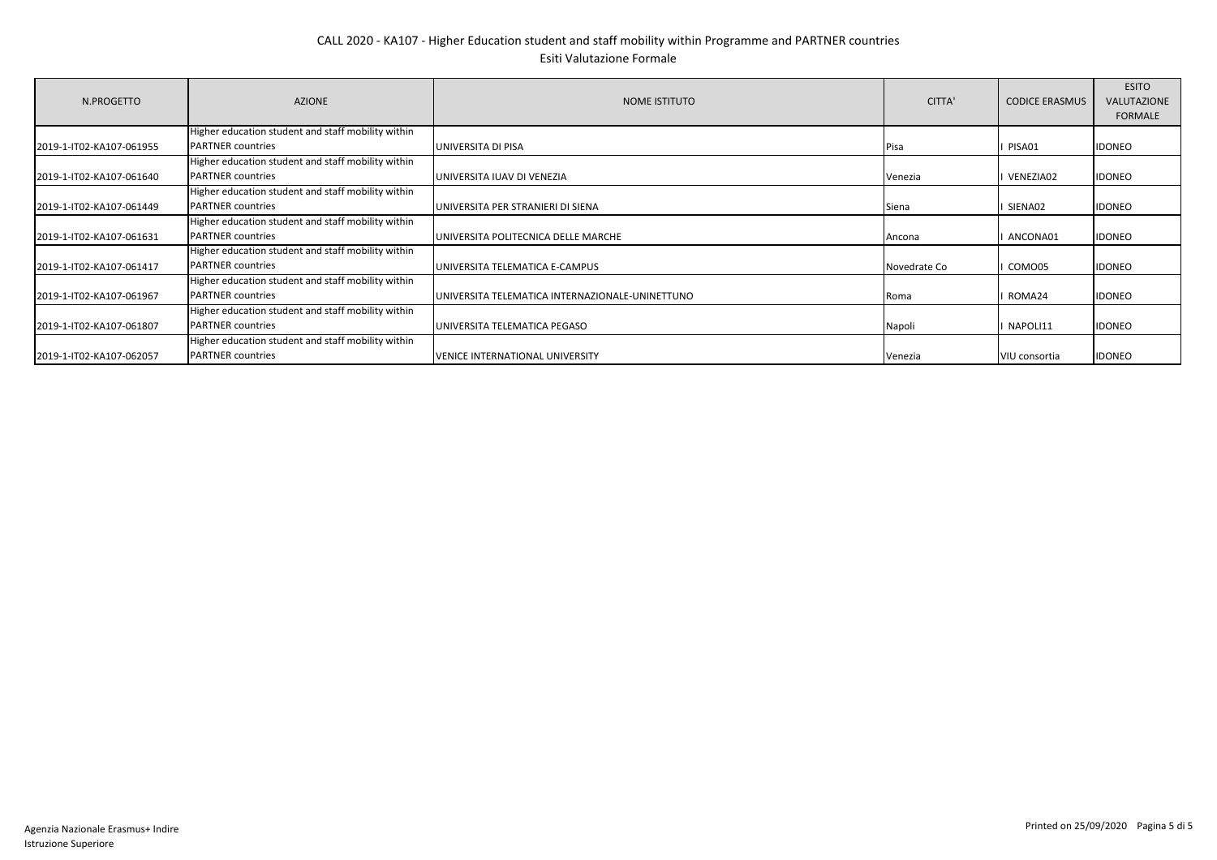CALL 2020 - KA107 - Higher Education student and staff mobility within Programme and PARTNER countries

Esiti Valutazione Formale

| N.PROGETTO | AZIONE | NOME ISTITUTO | CITTA' | CODICE ERASMUS | ESITO VALUTAZIONE FORMALE |
|---|---|---|---|---|---|
| 2019-1-IT02-KA107-061955 | Higher education student and staff mobility within PARTNER countries | UNIVERSITA DI PISA | Pisa | I PISA01 | IDONEO |
| 2019-1-IT02-KA107-061640 | Higher education student and staff mobility within PARTNER countries | UNIVERSITA IUAV DI VENEZIA | Venezia | I VENEZIA02 | IDONEO |
| 2019-1-IT02-KA107-061449 | Higher education student and staff mobility within PARTNER countries | UNIVERSITA PER STRANIERI DI SIENA | Siena | I SIENA02 | IDONEO |
| 2019-1-IT02-KA107-061631 | Higher education student and staff mobility within PARTNER countries | UNIVERSITA POLITECNICA DELLE MARCHE | Ancona | I ANCONA01 | IDONEO |
| 2019-1-IT02-KA107-061417 | Higher education student and staff mobility within PARTNER countries | UNIVERSITA TELEMATICA E-CAMPUS | Novedrate Co | I COMO05 | IDONEO |
| 2019-1-IT02-KA107-061967 | Higher education student and staff mobility within PARTNER countries | UNIVERSITA TELEMATICA INTERNAZIONALE-UNINETTUNO | Roma | I ROMA24 | IDONEO |
| 2019-1-IT02-KA107-061807 | Higher education student and staff mobility within PARTNER countries | UNIVERSITA TELEMATICA PEGASO | Napoli | I NAPOLI11 | IDONEO |
| 2019-1-IT02-KA107-062057 | Higher education student and staff mobility within PARTNER countries | VENICE INTERNATIONAL UNIVERSITY | Venezia | VIU consortia | IDONEO |

Agenzia Nazionale Erasmus+ Indire
Istruzione Superiore

Printed on 25/09/2020